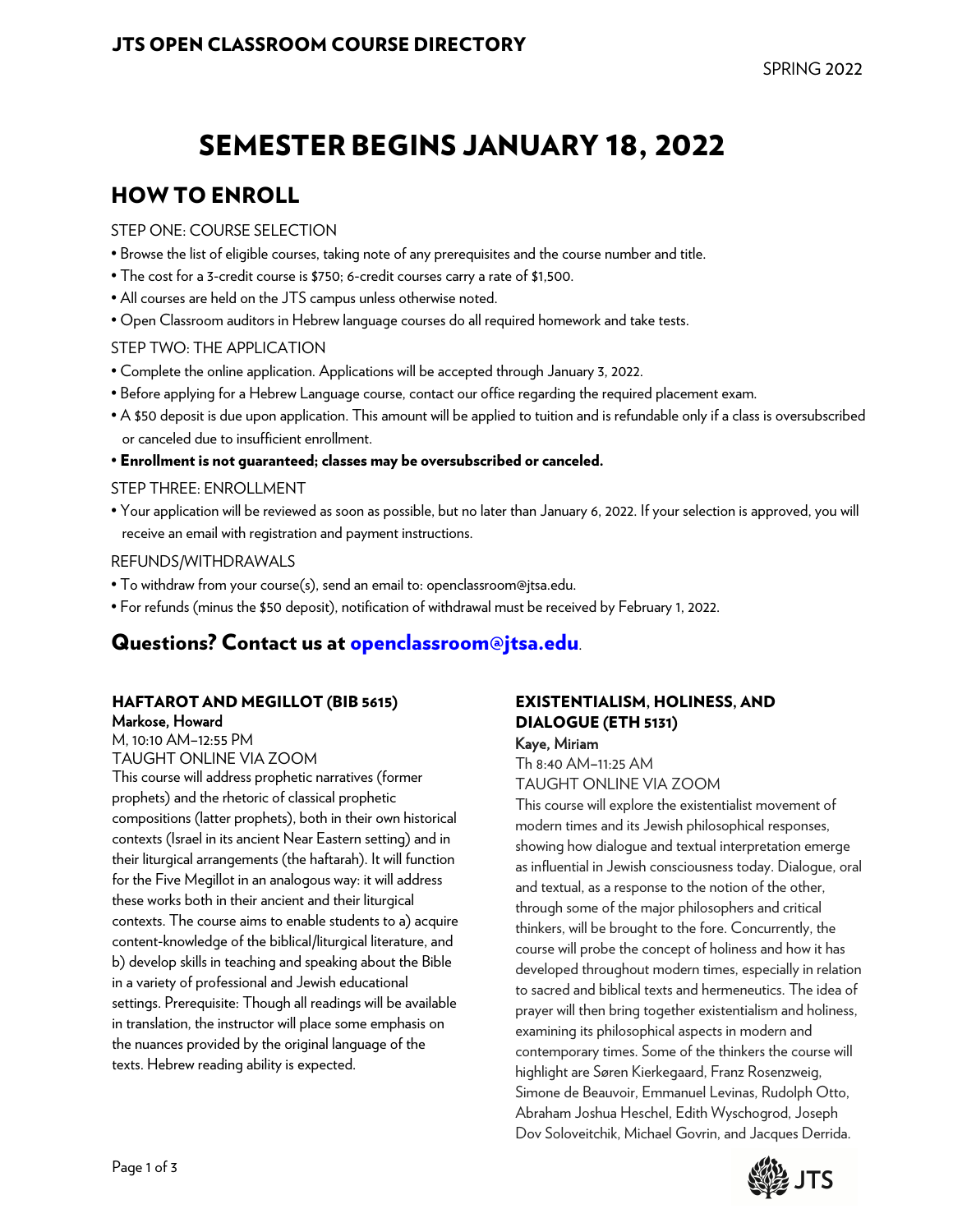# JTS OPEN CLASSROOM COURSE DIRECTORY

SPRING 2022

# SEMESTER BEGINS JANUARY 18, 2022

## HOW TO ENROLL

STEP ONE: COURSE SELECTION

- Browse the list of eligible courses, taking note of any prerequisites and the course number and title.
- The cost for a 3-credit course is $750; 6-credit courses carry a rate of $1,500.
- All courses are held on the JTS campus unless otherwise noted.
- Open Classroom auditors in Hebrew language courses do all required homework and take tests.

STEP TWO: THE APPLICATION

- Complete the online application. Applications will be accepted through January 3, 2022.
- Before applying for a Hebrew Language course, contact our office regarding the required placement exam.
- A $50 deposit is due upon application. This amount will be applied to tuition and is refundable only if a class is oversubscribed or canceled due to insufficient enrollment.
- **Enrollment is not guaranteed; classes may be oversubscribed or canceled.**

STEP THREE: ENROLLMENT

- Your application will be reviewed as soon as possible, but no later than January 6, 2022. If your selection is approved, you will receive an email with registration and payment instructions.

REFUNDS/WITHDRAWALS

- To withdraw from your course(s), send an email to: openclassroom@jtsa.edu.
- For refunds (minus the $50 deposit), notification of withdrawal must be received by February 1, 2022.

### Questions? Contact us at openclassroom@jtsa.edu.

### HAFTAROT AND MEGILLOT (BIB 5615)

**Markose, Howard**

M, 10:10 AM–12:55 PM

TAUGHT ONLINE VIA ZOOM

This course will address prophetic narratives (former prophets) and the rhetoric of classical prophetic compositions (latter prophets), both in their own historical contexts (Israel in its ancient Near Eastern setting) and in their liturgical arrangements (the haftarah). It will function for the Five Megillot in an analogous way: it will address these works both in their ancient and their liturgical contexts. The course aims to enable students to a) acquire content-knowledge of the biblical/liturgical literature, and b) develop skills in teaching and speaking about the Bible in a variety of professional and Jewish educational settings. Prerequisite: Though all readings will be available in translation, the instructor will place some emphasis on the nuances provided by the original language of the texts. Hebrew reading ability is expected.

### EXISTENTIALISM, HOLINESS, AND DIALOGUE (ETH 5131)

**Kaye, Miriam**

Th 8:40 AM–11:25 AM

TAUGHT ONLINE VIA ZOOM

This course will explore the existentialist movement of modern times and its Jewish philosophical responses, showing how dialogue and textual interpretation emerge as influential in Jewish consciousness today. Dialogue, oral and textual, as a response to the notion of the other, through some of the major philosophers and critical thinkers, will be brought to the fore. Concurrently, the course will probe the concept of holiness and how it has developed throughout modern times, especially in relation to sacred and biblical texts and hermeneutics. The idea of prayer will then bring together existentialism and holiness, examining its philosophical aspects in modern and contemporary times. Some of the thinkers the course will highlight are Søren Kierkegaard, Franz Rosenzweig, Simone de Beauvoir, Emmanuel Levinas, Rudolph Otto, Abraham Joshua Heschel, Edith Wyschogrod, Joseph Dov Soloveitchik, Michael Govrin, and Jacques Derrida.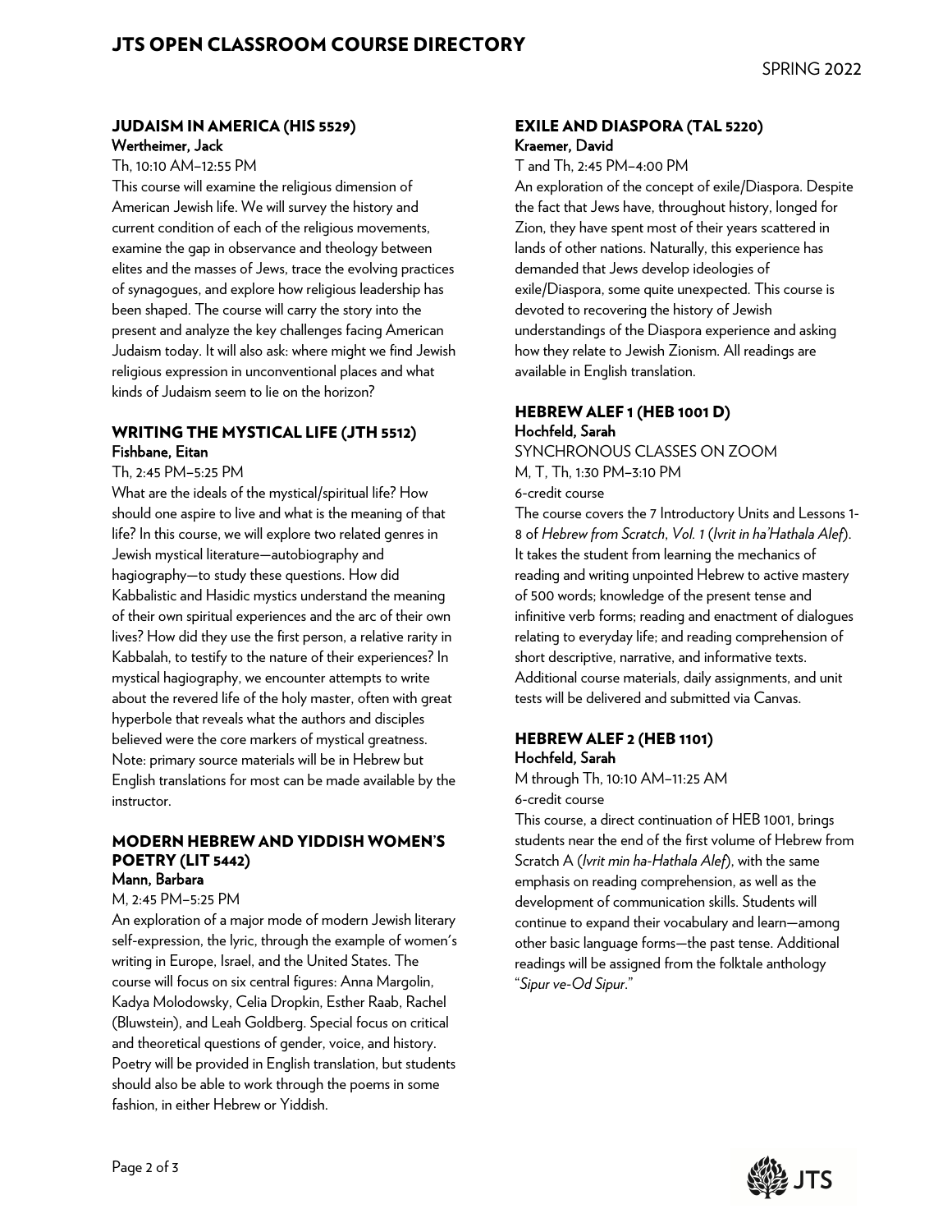## JUDAISM IN AMERICA (HIS 5529)

**Wertheimer, Jack**

Th, 10:10 AM–12:55 PM

This course will examine the religious dimension of American Jewish life. We will survey the history and current condition of each of the religious movements, examine the gap in observance and theology between elites and the masses of Jews, trace the evolving practices of synagogues, and explore how religious leadership has been shaped. The course will carry the story into the present and analyze the key challenges facing American Judaism today. It will also ask: where might we find Jewish religious expression in unconventional places and what kinds of Judaism seem to lie on the horizon?

## WRITING THE MYSTICAL LIFE (JTH 5512)

**Fishbane, Eitan**

Th, 2:45 PM–5:25 PM

What are the ideals of the mystical/spiritual life? How should one aspire to live and what is the meaning of that life? In this course, we will explore two related genres in Jewish mystical literature—autobiography and hagiography—to study these questions. How did Kabbalistic and Hasidic mystics understand the meaning of their own spiritual experiences and the arc of their own lives? How did they use the first person, a relative rarity in Kabbalah, to testify to the nature of their experiences? In mystical hagiography, we encounter attempts to write about the revered life of the holy master, often with great hyperbole that reveals what the authors and disciples believed were the core markers of mystical greatness. Note: primary source materials will be in Hebrew but English translations for most can be made available by the instructor.

## MODERN HEBREW AND YIDDISH WOMEN'S POETRY (LIT 5442)

**Mann, Barbara**

M, 2:45 PM–5:25 PM

An exploration of a major mode of modern Jewish literary self-expression, the lyric, through the example of women's writing in Europe, Israel, and the United States. The course will focus on six central figures: Anna Margolin, Kadya Molodowsky, Celia Dropkin, Esther Raab, Rachel (Bluwstein), and Leah Goldberg. Special focus on critical and theoretical questions of gender, voice, and history. Poetry will be provided in English translation, but students should also be able to work through the poems in some fashion, in either Hebrew or Yiddish.

## EXILE AND DIASPORA (TAL 5220)

**Kraemer, David**

T and Th, 2:45 PM–4:00 PM

An exploration of the concept of exile/Diaspora. Despite the fact that Jews have, throughout history, longed for Zion, they have spent most of their years scattered in lands of other nations. Naturally, this experience has demanded that Jews develop ideologies of exile/Diaspora, some quite unexpected. This course is devoted to recovering the history of Jewish understandings of the Diaspora experience and asking how they relate to Jewish Zionism. All readings are available in English translation.

## HEBREW ALEF 1 (HEB 1001 D)

**Hochfeld, Sarah**

SYNCHRONOUS CLASSES ON ZOOM

M, T, Th, 1:30 PM–3:10 PM

6-credit course

The course covers the 7 Introductory Units and Lessons 1-8 of *Hebrew from Scratch*, *Vol. 1* (*Ivrit in ha'Hathala Alef*). It takes the student from learning the mechanics of reading and writing unpointed Hebrew to active mastery of 500 words; knowledge of the present tense and infinitive verb forms; reading and enactment of dialogues relating to everyday life; and reading comprehension of short descriptive, narrative, and informative texts. Additional course materials, daily assignments, and unit tests will be delivered and submitted via Canvas.

## HEBREW ALEF 2 (HEB 1101)

**Hochfeld, Sarah**

M through Th, 10:10 AM–11:25 AM

6-credit course

This course, a direct continuation of HEB 1001, brings students near the end of the first volume of Hebrew from Scratch A (*Ivrit min ha-Hathala Alef*), with the same emphasis on reading comprehension, as well as the development of communication skills. Students will continue to expand their vocabulary and learn—among other basic language forms—the past tense. Additional readings will be assigned from the folktale anthology "*Sipur ve-Od Sipur*."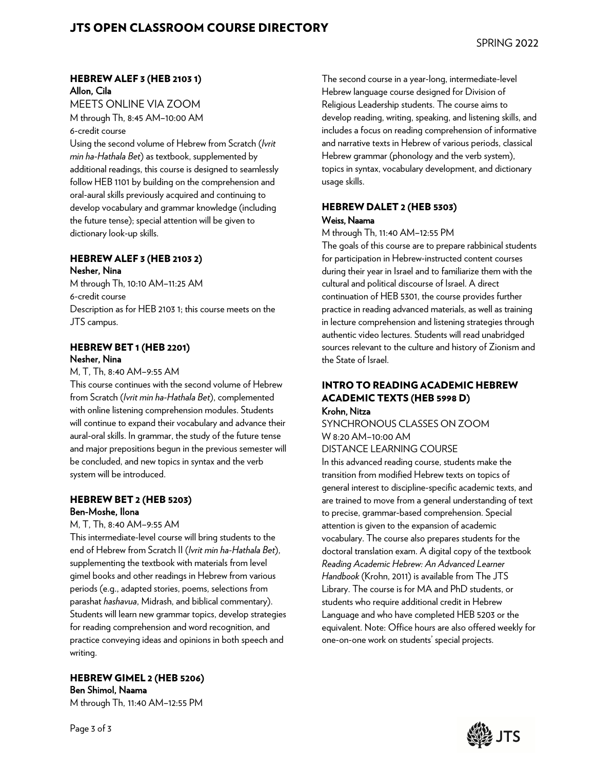### HEBREW ALEF 3 (HEB 2103 1)

**Allon, Cila**

MEETS ONLINE VIA ZOOM

M through Th, 8:45 AM–10:00 AM

6-credit course

Using the second volume of Hebrew from Scratch (*Ivrit min ha-Hathala Bet*) as textbook, supplemented by additional readings, this course is designed to seamlessly follow HEB 1101 by building on the comprehension and oral-aural skills previously acquired and continuing to develop vocabulary and grammar knowledge (including the future tense); special attention will be given to dictionary look-up skills.

### HEBREW ALEF 3 (HEB 2103 2)

**Nesher, Nina**

M through Th, 10:10 AM–11:25 AM

6-credit course

Description as for HEB 2103 1; this course meets on the JTS campus.

### HEBREW BET 1 (HEB 2201)

**Nesher, Nina**

M, T, Th, 8:40 AM–9:55 AM

This course continues with the second volume of Hebrew from Scratch (*Ivrit min ha-Hathala Bet*), complemented with online listening comprehension modules. Students will continue to expand their vocabulary and advance their aural-oral skills. In grammar, the study of the future tense and major prepositions begun in the previous semester will be concluded, and new topics in syntax and the verb system will be introduced.

### HEBREW BET 2 (HEB 5203)

**Ben-Moshe, Ilona**

M, T, Th, 8:40 AM–9:55 AM

This intermediate-level course will bring students to the end of Hebrew from Scratch II (*Ivrit min ha-Hathala Bet*), supplementing the textbook with materials from level gimel books and other readings in Hebrew from various periods (e.g., adapted stories, poems, selections from parashat *hashavua*, Midrash, and biblical commentary). Students will learn new grammar topics, develop strategies for reading comprehension and word recognition, and practice conveying ideas and opinions in both speech and writing.

### HEBREW GIMEL 2 (HEB 5206)

**Ben Shimol, Naama**

M through Th, 11:40 AM–12:55 PM

The second course in a year-long, intermediate-level Hebrew language course designed for Division of Religious Leadership students. The course aims to develop reading, writing, speaking, and listening skills, and includes a focus on reading comprehension of informative and narrative texts in Hebrew of various periods, classical Hebrew grammar (phonology and the verb system), topics in syntax, vocabulary development, and dictionary usage skills.

### HEBREW DALET 2 (HEB 5303)

**Weiss, Naama**

M through Th, 11:40 AM–12:55 PM

The goals of this course are to prepare rabbinical students for participation in Hebrew-instructed content courses during their year in Israel and to familiarize them with the cultural and political discourse of Israel. A direct continuation of HEB 5301, the course provides further practice in reading advanced materials, as well as training in lecture comprehension and listening strategies through authentic video lectures. Students will read unabridged sources relevant to the culture and history of Zionism and the State of Israel.

### INTRO TO READING ACADEMIC HEBREW ACADEMIC TEXTS (HEB 5998 D)

**Krohn, Nitza**

SYNCHRONOUS CLASSES ON ZOOM

W 8:20 AM–10:00 AM

DISTANCE LEARNING COURSE

In this advanced reading course, students make the transition from modified Hebrew texts on topics of general interest to discipline-specific academic texts, and are trained to move from a general understanding of text to precise, grammar-based comprehension. Special attention is given to the expansion of academic vocabulary. The course also prepares students for the doctoral translation exam. A digital copy of the textbook *Reading Academic Hebrew: An Advanced Learner Handbook* (Krohn, 2011) is available from The JTS Library. The course is for MA and PhD students, or students who require additional credit in Hebrew Language and who have completed HEB 5203 or the equivalent. Note: Office hours are also offered weekly for one-on-one work on students' special projects.